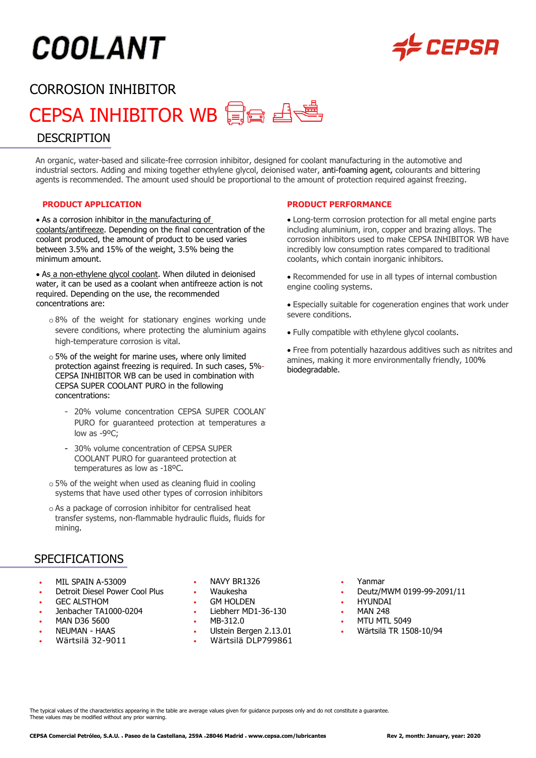# COOLANT

CEPSA

## CORROSION INHIBITOR

# CEPSA INHIBITOR WB

## DESCRIPTION

An organic, water-based and silicate-free corrosion inhibitor, designed for coolant manufacturing in the automotive and industrial sectors. Adding and mixing together ethylene glycol, deionised water, anti-foaming agent, colourants and bittering agents is recommended. The amount used should be proportional to the amount of protection required against freezing.

### PRODUCT APPLICATION

- As a corrosion inhibitor in the manufacturing of coolants/antifreeze. Depending on the final concentration of the coolant produced, the amount of product to be used varies between 3.5% and 15% of the weight, 3.5% being the minimum amount.
- As a non-ethylene glycol coolant. When diluted in deionised water, it can be used as a coolant when antifreeze action is not required. Depending on the use, the recommended concentrations are:
  - 8% of the weight for stationary engines working under severe conditions, where protecting the aluminium against high-temperature corrosion is vital.
  - 5% of the weight for marine uses, where only limited protection against freezing is required. In such cases, 5% CEPSA INHIBITOR WB can be used in combination with CEPSA SUPER COOLANT PURO in the following concentrations:
    - 20% volume concentration CEPSA SUPER COOLANT PURO for guaranteed protection at temperatures as low as -9ºC;
    - 30% volume concentration of CEPSA SUPER COOLANT PURO for guaranteed protection at temperatures as low as -18ºC.
  - 5% of the weight when used as cleaning fluid in cooling systems that have used other types of corrosion inhibitors
  - As a package of corrosion inhibitor for centralised heat transfer systems, non-flammable hydraulic fluids, fluids for mining.

### PRODUCT PERFORMANCE

- Long-term corrosion protection for all metal engine parts including aluminium, iron, copper and brazing alloys. The corrosion inhibitors used to make CEPSA INHIBITOR WB have incredibly low consumption rates compared to traditional coolants, which contain inorganic inhibitors.
- Recommended for use in all types of internal combustion engine cooling systems.
- Especially suitable for cogeneration engines that work under severe conditions.
- Fully compatible with ethylene glycol coolants.
- Free from potentially hazardous additives such as nitrites and amines, making it more environmentally friendly, 100% biodegradable.

## SPECIFICATIONS

- MIL SPAIN A-53009
- Detroit Diesel Power Cool Plus
- GEC ALSTHOM
- Jenbacher TA1000-0204
- MAN D36 5600
- NEUMAN - HAAS
- Wärtsilä 32-9011
- NAVY BR1326
- Waukesha
- GM HOLDEN
- Liebherr MD1-36-130
- MB-312.0
- Ulstein Bergen 2.13.01
- Wärtsilä DLP799861
- Yanmar
- Deutz/MWM 0199-99-2091/11
- HYUNDAI
- MAN 248
- MTU MTL 5049
- Wärtsilä TR 1508-10/94

The typical values of the characteristics appearing in the table are average values given for guidance purposes only and do not constitute a guarantee.
These values may be modified without any prior warning.

**CEPSA Comercial Petróleo, S.A.U. . Paseo de la Castellana, 259A .28046 Madrid . www.cepsa.com/lubricantes** **Rev 2, month: January, year: 2020**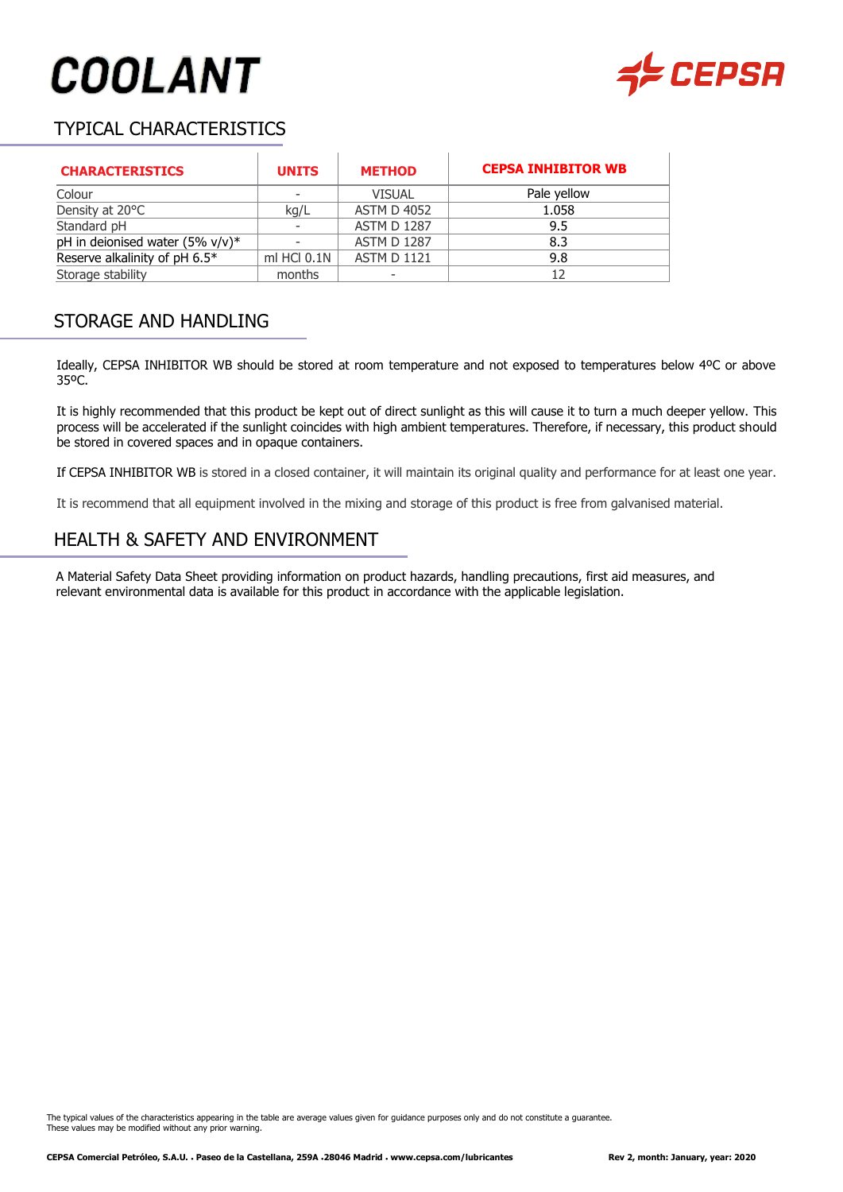# COOLANT

## TYPICAL CHARACTERISTICS

| CHARACTERISTICS | UNITS | METHOD | CEPSA INHIBITOR WB |
|---|---|---|---|
| Colour | - | VISUAL | Pale yellow |
| Density at 20°C | kg/L | ASTM D 4052 | 1.058 |
| Standard pH | - | ASTM D 1287 | 9.5 |
| pH in deionised water (5% v/v)* | - | ASTM D 1287 | 8.3 |
| Reserve alkalinity of pH 6.5* | ml HCl 0.1N | ASTM D 1121 | 9.8 |
| Storage stability | months | - | 12 |

## STORAGE AND HANDLING

Ideally, CEPSA INHIBITOR WB should be stored at room temperature and not exposed to temperatures below 4ºC or above 35ºC.

It is highly recommended that this product be kept out of direct sunlight as this will cause it to turn a much deeper yellow. This process will be accelerated if the sunlight coincides with high ambient temperatures. Therefore, if necessary, this product should be stored in covered spaces and in opaque containers.

If CEPSA INHIBITOR WB is stored in a closed container, it will maintain its original quality and performance for at least one year.

It is recommend that all equipment involved in the mixing and storage of this product is free from galvanised material.

## HEALTH & SAFETY AND ENVIRONMENT

A Material Safety Data Sheet providing information on product hazards, handling precautions, first aid measures, and relevant environmental data is available for this product in accordance with the applicable legislation.

The typical values of the characteristics appearing in the table are average values given for guidance purposes only and do not constitute a guarantee.
These values may be modified without any prior warning.

**CEPSA Comercial Petróleo, S.A.U. . Paseo de la Castellana, 259A .28046 Madrid . www.cepsa.com/lubricantes** **Rev 2, month: January, year: 2020**